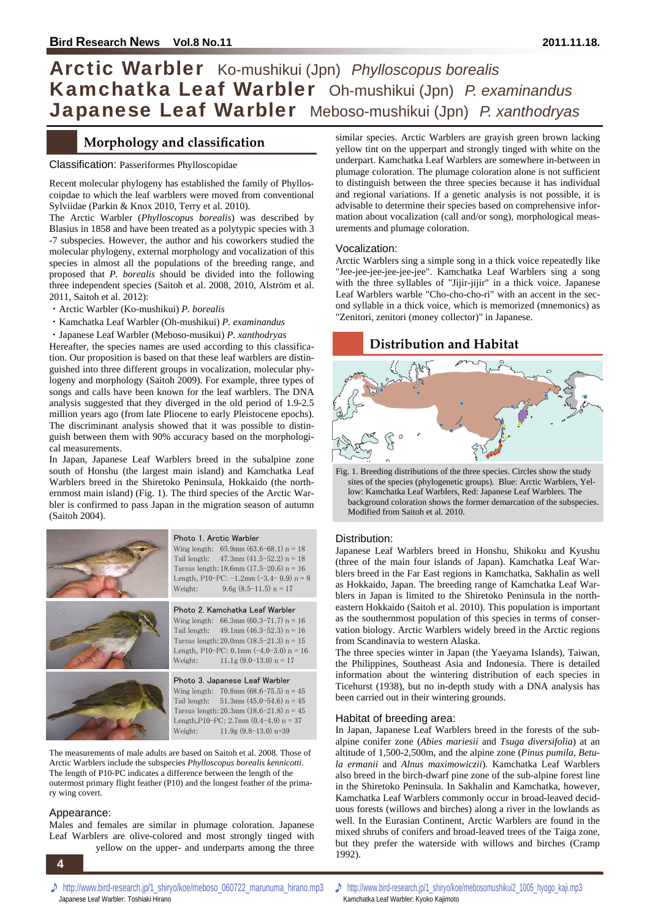# Arctic Warbler Ko-mushikui (Jpn) *Phylloscopus borealis*
# Kamchatka Leaf Warbler Oh-mushikui (Jpn) *P. examinandus*
# Japanese Leaf Warbler Meboso-mushikui (Jpn) *P. xanthodryas*

## Morphology and classification

### Classification: Passeriformes Phylloscopidae

Recent molecular phylogeny has established the family of Phylloscoipdae to which the leaf warblers were moved from conventional Sylviidae (Parkin & Knox 2010, Terry et al. 2010).

The Arctic Warbler (*Phylloscopus borealis*) was described by Blasius in 1858 and have been treated as a polytypic species with 3-7 subspecies. However, the author and his coworkers studied the molecular phylogeny, external morphology and vocalization of this species in almost all the populations of the breeding range, and proposed that *P. borealis* should be divided into the following three independent species (Saitoh et al. 2008, 2010, Alström et al. 2011, Saitoh et al. 2012):

- ・Arctic Warbler (Ko-mushikui) *P. borealis*
- ・Kamchatka Leaf Warbler (Oh-mushikui) *P. examinandus*
- ・Japanese Leaf Warbler (Meboso-musikui) *P. xanthodryas*

Hereafter, the species names are used according to this classification. Our proposition is based on that these leaf warblers are distinguished into three different groups in vocalization, molecular phylogeny and morphology (Saitoh 2009). For example, three types of songs and calls have been known for the leaf warblers. The DNA analysis suggested that they diverged in the old period of 1.9-2.5 million years ago (from late Pliocene to early Pleistocene epochs). The discriminant analysis showed that it was possible to distinguish between them with 90% accuracy based on the morphological measurements.

In Japan, Japanese Leaf Warblers breed in the subalpine zone south of Honshu (the largest main island) and Kamchatka Leaf Warblers breed in the Shiretoko Peninsula, Hokkaido (the northernmost main island) (Fig. 1). The third species of the Arctic Warbler is confirmed to pass Japan in the migration season of autumn (Saitoh 2004).

Photo 1. Arctic Warbler
Wing length: 65.9mm (63.6–68.1) n = 18
Tail length: 47.3mm (41.5–52.2) n = 18
Tarsus length: 18.6mm (17.5–20.6) n = 16
Length, P10–PC: −1.2mm (−3.4– 0.9) n = 8
Weight: 9.6g (8.5–11.5) n = 17

Photo 2. Kamchatka Leaf Warbler
Wing length: 66.3mm (60.3–71.7) n = 16
Tail length: 49.1mm (46.3–52.3) n = 16
Tarsus length: 20.0mm (18.5–21.3) n = 15
Length, P10–PC: 0.1mm (−4.0–3.0) n = 16
Weight: 11.1g (9.0–13.0) n = 17

Photo 3. Japanese Leaf Warbler
Wing length: 70.8mm (68.6–75.5) n = 45
Tail length: 51.3mm (45.0–54.6) n = 45
Tarsus length: 20.3mm (18.6–21.8) n = 45
Length, P10–PC: 2.7mm (0.4–4.9) n = 37
Weight: 11.9g (9.8–13.0) n=39

The measurements of male adults are based on Saitoh et al. 2008. Those of Arctic Warblers include the subspecies *Phylloscopus borealis kennicotti*. The length of P10-PC indicates a difference between the length of the outermost primary flight feather (P10) and the longest feather of the primary wing covert.

### Appearance:

Males and females are similar in plumage coloration. Japanese Leaf Warblers are olive-colored and most strongly tinged with yellow on the upper- and underparts among the three similar species. Arctic Warblers are grayish green brown lacking yellow tint on the upperpart and strongly tinged with white on the underpart. Kamchatka Leaf Warblers are somewhere in-between in plumage coloration. The plumage coloration alone is not sufficient to distinguish between the three species because it has individual and regional variations. If a genetic analysis is not possible, it is advisable to determine their species based on comprehensive information about vocalization (call and/or song), morphological measurements and plumage coloration.

### Vocalization:

Arctic Warblers sing a simple song in a thick voice repeatedly like "Jee-jee-jee-jee-jee-jee". Kamchatka Leaf Warblers sing a song with the three syllables of "Jijir-jijir" in a thick voice. Japanese Leaf Warblers warble "Cho-cho-cho-ri" with an accent in the second syllable in a thick voice, which is memorized (mnemonics) as "Zenitori, zenitori (money collector)" in Japanese.

## Distribution and Habitat

Fig. 1. Breeding distributions of the three species. Circles show the study sites of the species (phylogenetic groups). Blue: Arctic Warblers, Yellow: Kamchatka Leaf Warblers, Red: Japanese Leaf Warblers. The background coloration shows the former demarcation of the subspecies. Modified from Saitoh et al. 2010.

### Distribution:

Japanese Leaf Warblers breed in Honshu, Shikoku and Kyushu (three of the main four islands of Japan). Kamchatka Leaf Warblers breed in the Far East regions in Kamchatka, Sakhalin as well as Hokkaido, Japan. The breeding range of Kamchatka Leaf Warblers in Japan is limited to the Shiretoko Peninsula in the northeastern Hokkaido (Saitoh et al. 2010). This population is important as the southernmost population of this species in terms of conservation biology. Arctic Warblers widely breed in the Arctic regions from Scandinavia to western Alaska.

The three species winter in Japan (the Yaeyama Islands), Taiwan, the Philippines, Southeast Asia and Indonesia. There is detailed information about the wintering distribution of each species in Ticehurst (1938), but no in-depth study with a DNA analysis has been carried out in their wintering grounds.

### Habitat of breeding area:

In Japan, Japanese Leaf Warblers breed in the forests of the subalpine conifer zone (*Abies mariesii* and *Tsuga diversifolia*) at an altitude of 1,500-2,500m, and the alpine zone (*Pinus pumila*, *Betula ermanii* and *Alnus maximowiczii*). Kamchatka Leaf Warblers also breed in the birch-dwarf pine zone of the sub-alpine forest line in the Shiretoko Peninsula. In Sakhalin and Kamchatka, however, Kamchatka Leaf Warblers commonly occur in broad-leaved deciduous forests (willows and birches) along a river in the lowlands as well. In the Eurasian Continent, Arctic Warblers are found in the mixed shrubs of conifers and broad-leaved trees of the Taiga zone, but they prefer the waterside with willows and birches (Cramp 1992).

♪ http://www.bird-research.jp/1_shiryo/koe/meboso_060722_marunuma_hirano.mp3
Japanese Leaf Warbler: Toshiaki Hirano

♪ http://www.bird-research.jp/1_shiryo/koe/mebosomushikui2_1005_hyogo_kaji.mp3
Kamchatka Leaf Warbler: Kyoko Kajimoto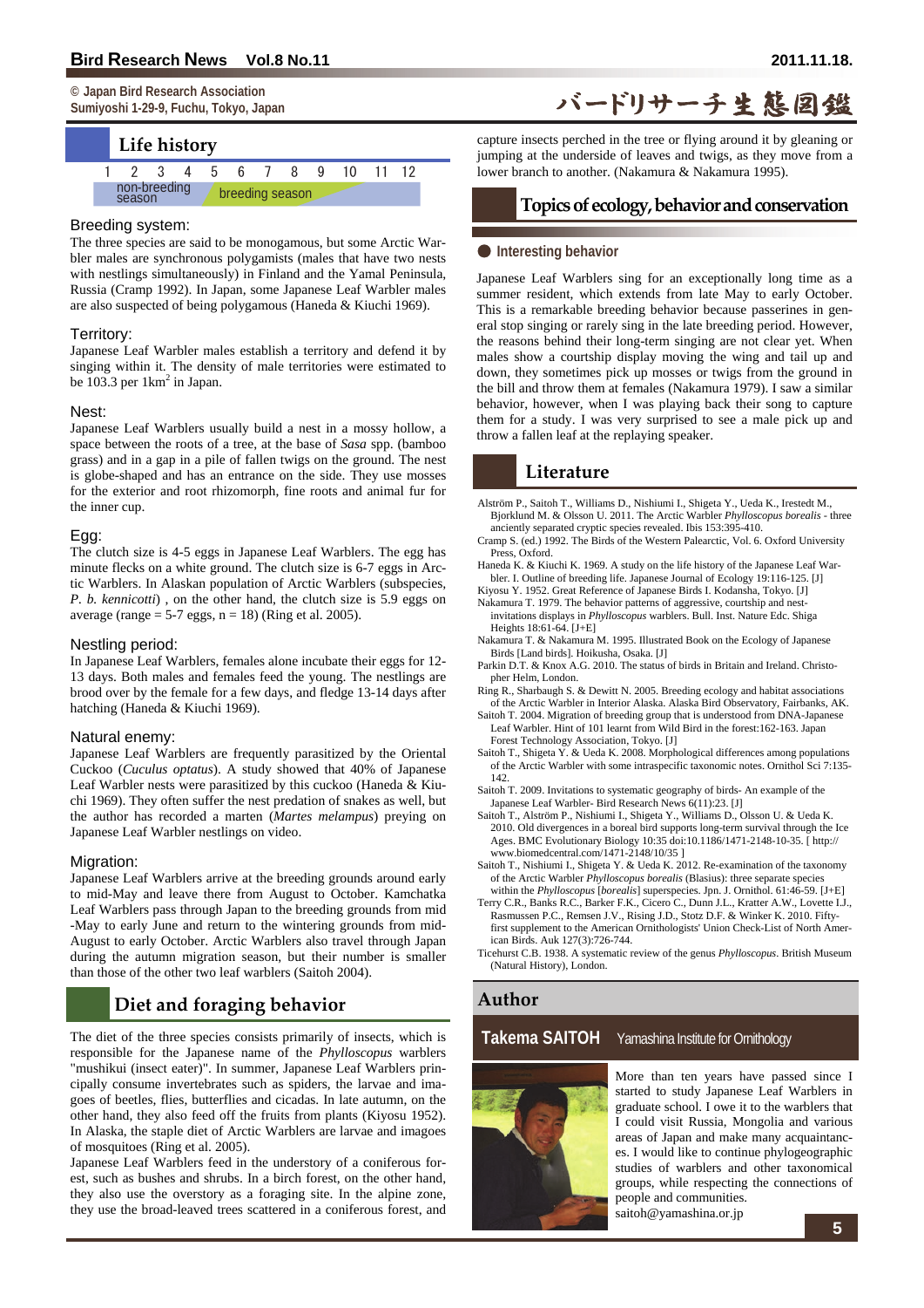## Life history

1 2 3 4 5 6 7 8 9 10 11 12

non-breeding season | breeding season

### Breeding system:

The three species are said to be monogamous, but some Arctic Warbler males are synchronous polygamists (males that have two nests with nestlings simultaneously) in Finland and the Yamal Peninsula, Russia (Cramp 1992). In Japan, some Japanese Leaf Warbler males are also suspected of being polygamous (Haneda & Kiuchi 1969).

### Territory:

Japanese Leaf Warbler males establish a territory and defend it by singing within it. The density of male territories were estimated to be 103.3 per $1km^2$ in Japan.

### Nest:

Japanese Leaf Warblers usually build a nest in a mossy hollow, a space between the roots of a tree, at the base of *Sasa* spp. (bamboo grass) and in a gap in a pile of fallen twigs on the ground. The nest is globe-shaped and has an entrance on the side. They use mosses for the exterior and root rhizomorph, fine roots and animal fur for the inner cup.

### Egg:

The clutch size is 4-5 eggs in Japanese Leaf Warblers. The egg has minute flecks on a white ground. The clutch size is 6-7 eggs in Arctic Warblers. In Alaskan population of Arctic Warblers (subspecies, *P. b. kennicotti*) , on the other hand, the clutch size is 5.9 eggs on average (range = 5-7 eggs, n = 18) (Ring et al. 2005).

### Nestling period:

In Japanese Leaf Warblers, females alone incubate their eggs for 12-13 days. Both males and females feed the young. The nestlings are brood over by the female for a few days, and fledge 13-14 days after hatching (Haneda & Kiuchi 1969).

### Natural enemy:

Japanese Leaf Warblers are frequently parasitized by the Oriental Cuckoo (*Cuculus optatus*). A study showed that 40% of Japanese Leaf Warbler nests were parasitized by this cuckoo (Haneda & Kiuchi 1969). They often suffer the nest predation of snakes as well, but the author has recorded a marten (*Martes melampus*) preying on Japanese Leaf Warbler nestlings on video.

### Migration:

Japanese Leaf Warblers arrive at the breeding grounds around early to mid-May and leave there from August to October. Kamchatka Leaf Warblers pass through Japan to the breeding grounds from mid -May to early June and return to the wintering grounds from mid-August to early October. Arctic Warblers also travel through Japan during the autumn migration season, but their number is smaller than those of the other two leaf warblers (Saitoh 2004).

## Diet and foraging behavior

The diet of the three species consists primarily of insects, which is responsible for the Japanese name of the *Phylloscopus* warblers "mushikui (insect eater)". In summer, Japanese Leaf Warblers principally consume invertebrates such as spiders, the larvae and imagoes of beetles, flies, butterflies and cicadas. In late autumn, on the other hand, they also feed off the fruits from plants (Kiyosu 1952). In Alaska, the staple diet of Arctic Warblers are larvae and imagoes of mosquitoes (Ring et al. 2005).

Japanese Leaf Warblers feed in the understory of a coniferous forest, such as bushes and shrubs. In a birch forest, on the other hand, they also use the overstory as a foraging site. In the alpine zone, they use the broad-leaved trees scattered in a coniferous forest, and capture insects perched in the tree or flying around it by gleaning or jumping at the underside of leaves and twigs, as they move from a lower branch to another. (Nakamura & Nakamura 1995).

## Topics of ecology, behavior and conservation

### ● Interesting behavior

Japanese Leaf Warblers sing for an exceptionally long time as a summer resident, which extends from late May to early October. This is a remarkable breeding behavior because passerines in general stop singing or rarely sing in the late breeding period. However, the reasons behind their long-term singing are not clear yet. When males show a courtship display moving the wing and tail up and down, they sometimes pick up mosses or twigs from the ground in the bill and throw them at females (Nakamura 1979). I saw a similar behavior, however, when I was playing back their song to capture them for a study. I was very surprised to see a male pick up and throw a fallen leaf at the replaying speaker.

## Literature

Alström P., Saitoh T., Williams D., Nishiumi I., Shigeta Y., Ueda K., Irestedt M., Bjorklund M. & Olsson U. 2011. The Arctic Warbler *Phylloscopus borealis* - three anciently separated cryptic species revealed. Ibis 153:395-410.

Cramp S. (ed.) 1992. The Birds of the Western Palearctic, Vol. 6. Oxford University Press, Oxford.

Haneda K. & Kiuchi K. 1969. A study on the life history of the Japanese Leaf Warbler. I. Outline of breeding life. Japanese Journal of Ecology 19:116-125. [J]

Kiyosu Y. 1952. Great Reference of Japanese Birds I. Kodansha, Tokyo. [J]

Nakamura T. 1979. The behavior patterns of aggressive, courtship and nest-invitations displays in *Phylloscopus* warblers. Bull. Inst. Nature Edc. Shiga Heights 18:61-64. [J+E]

Nakamura T. & Nakamura M. 1995. Illustrated Book on the Ecology of Japanese Birds [Land birds]. Hoikusha, Osaka. [J]

Parkin D.T. & Knox A.G. 2010. The status of birds in Britain and Ireland. Christopher Helm, London.

Ring R., Sharbaugh S. & Dewitt N. 2005. Breeding ecology and habitat associations of the Arctic Warbler in Interior Alaska. Alaska Bird Observatory, Fairbanks, AK.

Saitoh T. 2004. Migration of breeding group that is understood from DNA-Japanese Leaf Warbler. Hint of 101 learnt from Wild Bird in the forest:162-163. Japan Forest Technology Association, Tokyo. [J]

Saitoh T., Shigeta Y. & Ueda K. 2008. Morphological differences among populations of the Arctic Warbler with some intraspecific taxonomic notes. Ornithol Sci 7:135-142.

Saitoh T. 2009. Invitations to systematic geography of birds- An example of the Japanese Leaf Warbler- Bird Research News 6(11):23. [J]

Saitoh T., Alström P., Nishiumi I., Shigeta Y., Williams D., Olsson U. & Ueda K. 2010. Old divergences in a boreal bird supports long-term survival through the Ice Ages. BMC Evolutionary Biology 10:35 doi:10.1186/1471-2148-10-35. [ http://www.biomedcentral.com/1471-2148/10/35 ]

Saitoh T., Nishiumi I., Shigeta Y. & Ueda K. 2012. Re-examination of the taxonomy of the Arctic Warbler *Phylloscopus borealis* (Blasius): three separate species within the *Phylloscopus* [*borealis*] superspecies. Jpn. J. Ornithol. 61:46-59. [J+E]

Terry C.R., Banks R.C., Barker F.K., Cicero C., Dunn J.L., Kratter A.W., Lovette I.J., Rasmussen P.C., Remsen J.V., Rising J.D., Stotz D.F. & Winker K. 2010. Fifty-first supplement to the American Ornithologists' Union Check-List of North American Birds. Auk 127(3):726-744.

Ticehurst C.B. 1938. A systematic review of the genus *Phylloscopus*. British Museum (Natural History), London.

## Author

**Takema SAITOH** Yamashina Institute for Ornithology

More than ten years have passed since I started to study Japanese Leaf Warblers in graduate school. I owe it to the warblers that I could visit Russia, Mongolia and various areas of Japan and make many acquaintances. I would like to continue phylogeographic studies of warblers and other taxonomical groups, while respecting the connections of people and communities.
saitoh@yamashina.or.jp